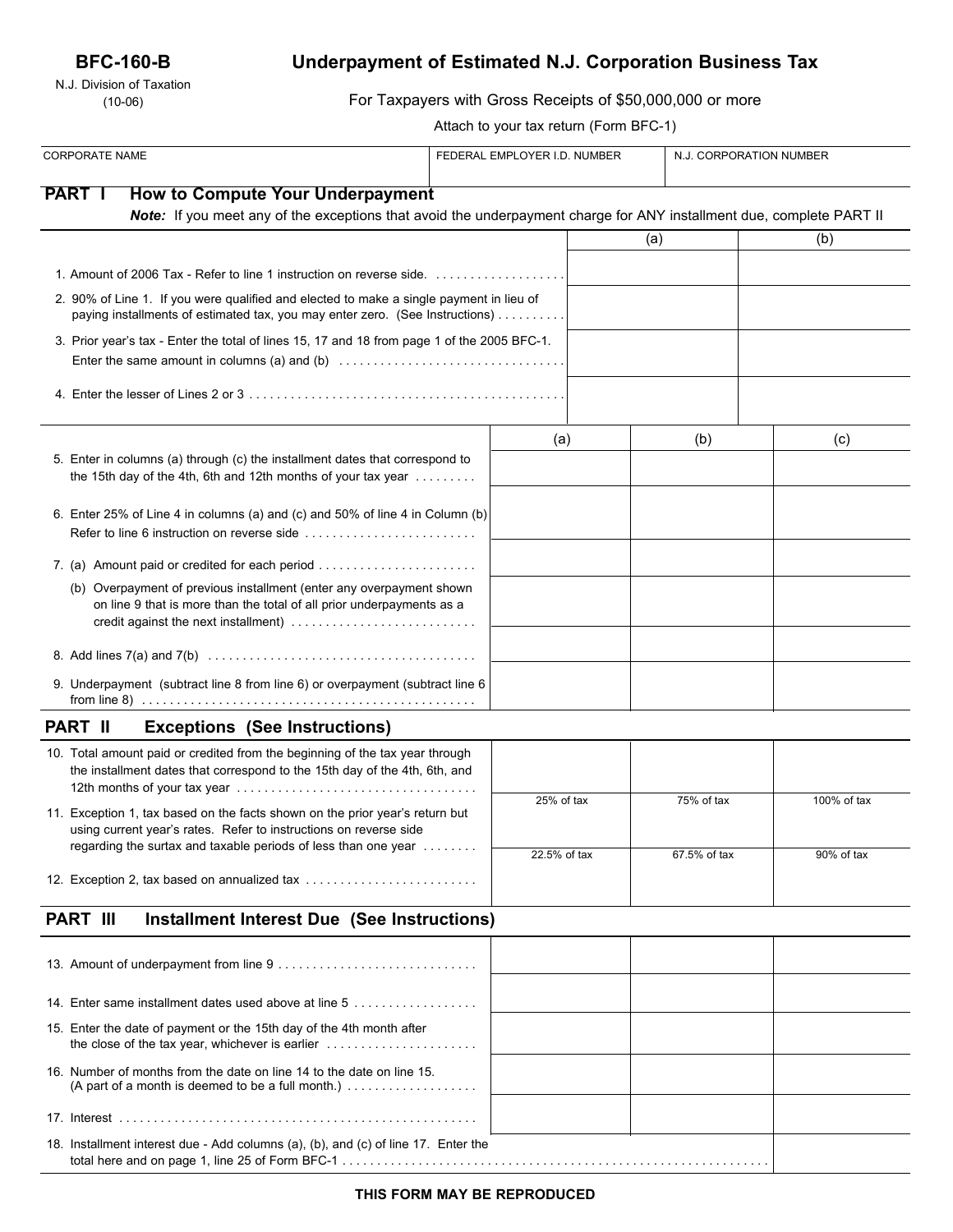**BFC-160-B**

N.J. Division of Taxation
(10-06)

# Underpayment of Estimated N.J. Corporation Business Tax

For Taxpayers with Gross Receipts of $50,000,000 or more

Attach to your tax return (Form BFC-1)

| CORPORATE NAME | FEDERAL EMPLOYER I.D. NUMBER | N.J. CORPORATION NUMBER |
|---|---|---|
| | | |

## PART I How to Compute Your Underpayment

***Note:*** If you meet any of the exceptions that avoid the underpayment charge for ANY installment due, complete PART II

| | (a) | (b) |
|---|---|---|
| 1. Amount of 2006 Tax - Refer to line 1 instruction on reverse side. | | |
| 2. 90% of Line 1. If you were qualified and elected to make a single payment in lieu of paying installments of estimated tax, you may enter zero. (See Instructions) | | |
| 3. Prior year's tax - Enter the total of lines 15, 17 and 18 from page 1 of the 2005 BFC-1. Enter the same amount in columns (a) and (b) | | |
| 4. Enter the lesser of Lines 2 or 3 | | |

| | (a) | (b) | (c) |
|---|---|---|---|
| 5. Enter in columns (a) through (c) the installment dates that correspond to the 15th day of the 4th, 6th and 12th months of your tax year | | | |
| 6. Enter 25% of Line 4 in columns (a) and (c) and 50% of line 4 in Column (b) Refer to line 6 instruction on reverse side | | | |
| 7. (a) Amount paid or credited for each period | | | |
| (b) Overpayment of previous installment (enter any overpayment shown on line 9 that is more than the total of all prior underpayments as a credit against the next installment) | | | |
| 8. Add lines 7(a) and 7(b) | | | |
| 9. Underpayment (subtract line 8 from line 6) or overpayment (subtract line 6 from line 8) | | | |

## PART II Exceptions (See Instructions)

| | | | |
|---|---|---|---|
| 10. Total amount paid or credited from the beginning of the tax year through the installment dates that correspond to the 15th day of the 4th, 6th, and 12th months of your tax year | | | |
| 11. Exception 1, tax based on the facts shown on the prior year's return but using current year's rates. Refer to instructions on reverse side regarding the surtax and taxable periods of less than one year | 25% of tax | 75% of tax | 100% of tax |
| 12. Exception 2, tax based on annualized tax | 22.5% of tax | 67.5% of tax | 90% of tax |

## PART III Installment Interest Due (See Instructions)

| | | | |
|---|---|---|---|
| 13. Amount of underpayment from line 9 | | | |
| 14. Enter same installment dates used above at line 5 | | | |
| 15. Enter the date of payment or the 15th day of the 4th month after the close of the tax year, whichever is earlier | | | |
| 16. Number of months from the date on line 14 to the date on line 15. (A part of a month is deemed to be a full month.) | | | |
| 17. Interest | | | |
| 18. Installment interest due - Add columns (a), (b), and (c) of line 17. Enter the total here and on page 1, line 25 of Form BFC-1 | | | |

**THIS FORM MAY BE REPRODUCED**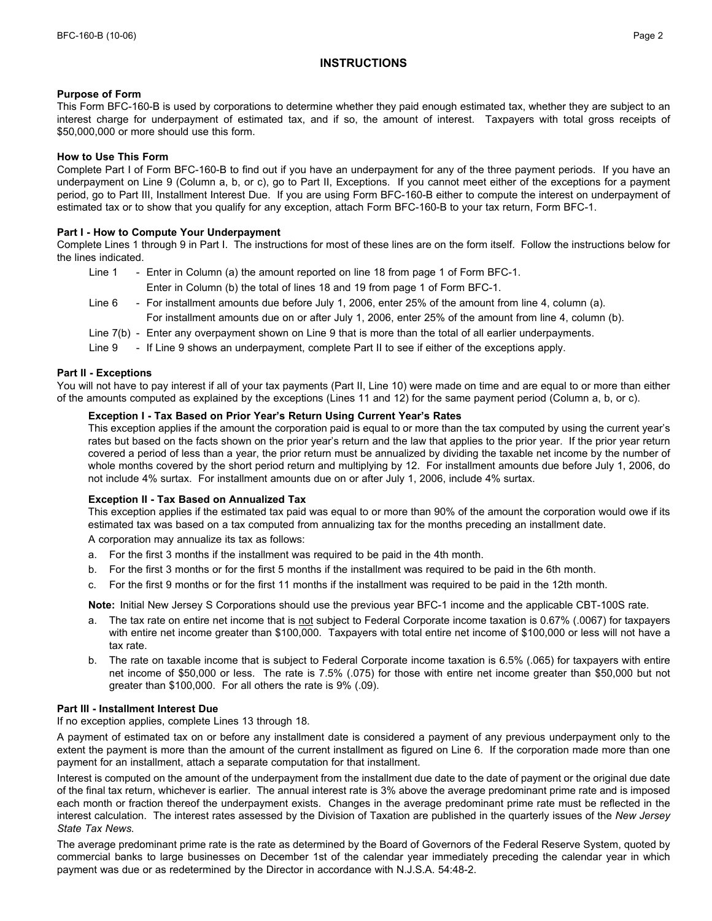# INSTRUCTIONS

## Purpose of Form

This Form BFC-160-B is used by corporations to determine whether they paid enough estimated tax, whether they are subject to an interest charge for underpayment of estimated tax, and if so, the amount of interest. Taxpayers with total gross receipts of $50,000,000 or more should use this form.

## How to Use This Form

Complete Part I of Form BFC-160-B to find out if you have an underpayment for any of the three payment periods. If you have an underpayment on Line 9 (Column a, b, or c), go to Part II, Exceptions. If you cannot meet either of the exceptions for a payment period, go to Part III, Installment Interest Due. If you are using Form BFC-160-B either to compute the interest on underpayment of estimated tax or to show that you qualify for any exception, attach Form BFC-160-B to your tax return, Form BFC-1.

## Part I - How to Compute Your Underpayment

Complete Lines 1 through 9 in Part I. The instructions for most of these lines are on the form itself. Follow the instructions below for the lines indicated.

- Line 1 - Enter in Column (a) the amount reported on line 18 from page 1 of Form BFC-1.
  Enter in Column (b) the total of lines 18 and 19 from page 1 of Form BFC-1.
- Line 6 - For installment amounts due before July 1, 2006, enter 25% of the amount from line 4, column (a).
  For installment amounts due on or after July 1, 2006, enter 25% of the amount from line 4, column (b).
- Line 7(b) - Enter any overpayment shown on Line 9 that is more than the total of all earlier underpayments.
- Line 9 - If Line 9 shows an underpayment, complete Part II to see if either of the exceptions apply.

## Part II - Exceptions

You will not have to pay interest if all of your tax payments (Part II, Line 10) were made on time and are equal to or more than either of the amounts computed as explained by the exceptions (Lines 11 and 12) for the same payment period (Column a, b, or c).

### Exception I - Tax Based on Prior Year's Return Using Current Year's Rates

This exception applies if the amount the corporation paid is equal to or more than the tax computed by using the current year's rates but based on the facts shown on the prior year's return and the law that applies to the prior year. If the prior year return covered a period of less than a year, the prior return must be annualized by dividing the taxable net income by the number of whole months covered by the short period return and multiplying by 12. For installment amounts due before July 1, 2006, do not include 4% surtax. For installment amounts due on or after July 1, 2006, include 4% surtax.

### Exception II - Tax Based on Annualized Tax

This exception applies if the estimated tax paid was equal to or more than 90% of the amount the corporation would owe if its estimated tax was based on a tax computed from annualizing tax for the months preceding an installment date.

A corporation may annualize its tax as follows:

a. For the first 3 months if the installment was required to be paid in the 4th month.
b. For the first 3 months or for the first 5 months if the installment was required to be paid in the 6th month.
c. For the first 9 months or for the first 11 months if the installment was required to be paid in the 12th month.

**Note:** Initial New Jersey S Corporations should use the previous year BFC-1 income and the applicable CBT-100S rate.

a. The tax rate on entire net income that is not subject to Federal Corporate income taxation is 0.67% (.0067) for taxpayers with entire net income greater than $100,000. Taxpayers with total entire net income of $100,000 or less will not have a tax rate.
b. The rate on taxable income that is subject to Federal Corporate income taxation is 6.5% (.065) for taxpayers with entire net income of $50,000 or less. The rate is 7.5% (.075) for those with entire net income greater than $50,000 but not greater than $100,000. For all others the rate is 9% (.09).

## Part III - Installment Interest Due

If no exception applies, complete Lines 13 through 18.

A payment of estimated tax on or before any installment date is considered a payment of any previous underpayment only to the extent the payment is more than the amount of the current installment as figured on Line 6. If the corporation made more than one payment for an installment, attach a separate computation for that installment.

Interest is computed on the amount of the underpayment from the installment due date to the date of payment or the original due date of the final tax return, whichever is earlier. The annual interest rate is 3% above the average predominant prime rate and is imposed each month or fraction thereof the underpayment exists. Changes in the average predominant prime rate must be reflected in the interest calculation. The interest rates assessed by the Division of Taxation are published in the quarterly issues of the *New Jersey State Tax News.*

The average predominant prime rate is the rate as determined by the Board of Governors of the Federal Reserve System, quoted by commercial banks to large businesses on December 1st of the calendar year immediately preceding the calendar year in which payment was due or as redetermined by the Director in accordance with N.J.S.A. 54:48-2.